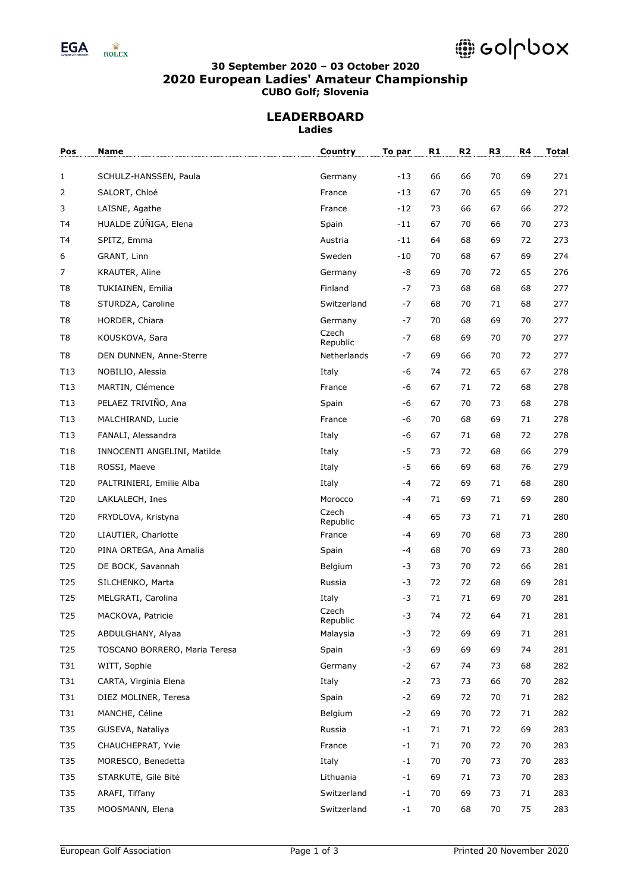**30 September 2020 – 03 October 2020**

# 2020 European Ladies' Amateur Championship

**CUBO Golf; Slovenia**

## LEADERBOARD

**Ladies**

| Pos | Name | Country | To par | R1 | R2 | R3 | R4 | Total |
|---|---|---|---|---|---|---|---|---|
| 1 | SCHULZ-HANSSEN, Paula | Germany | -13 | 66 | 66 | 70 | 69 | 271 |
| 2 | SALORT, Chloé | France | -13 | 67 | 70 | 65 | 69 | 271 |
| 3 | LAISNE, Agathe | France | -12 | 73 | 66 | 67 | 66 | 272 |
| T4 | HUALDE ZÚÑIGA, Elena | Spain | -11 | 67 | 70 | 66 | 70 | 273 |
| T4 | SPITZ, Emma | Austria | -11 | 64 | 68 | 69 | 72 | 273 |
| 6 | GRANT, Linn | Sweden | -10 | 70 | 68 | 67 | 69 | 274 |
| 7 | KRAUTER, Aline | Germany | -8 | 69 | 70 | 72 | 65 | 276 |
| T8 | TUKIAINEN, Emilia | Finland | -7 | 73 | 68 | 68 | 68 | 277 |
| T8 | STURDZA, Caroline | Switzerland | -7 | 68 | 70 | 71 | 68 | 277 |
| T8 | HORDER, Chiara | Germany | -7 | 70 | 68 | 69 | 70 | 277 |
| T8 | KOUSKOVA, Sara | Czech Republic | -7 | 68 | 69 | 70 | 70 | 277 |
| T8 | DEN DUNNEN, Anne-Sterre | Netherlands | -7 | 69 | 66 | 70 | 72 | 277 |
| T13 | NOBILIO, Alessia | Italy | -6 | 74 | 72 | 65 | 67 | 278 |
| T13 | MARTIN, Clémence | France | -6 | 67 | 71 | 72 | 68 | 278 |
| T13 | PELAEZ TRIVIÑO, Ana | Spain | -6 | 67 | 70 | 73 | 68 | 278 |
| T13 | MALCHIRAND, Lucie | France | -6 | 70 | 68 | 69 | 71 | 278 |
| T13 | FANALI, Alessandra | Italy | -6 | 67 | 71 | 68 | 72 | 278 |
| T18 | INNOCENTI ANGELINI, Matilde | Italy | -5 | 73 | 72 | 68 | 66 | 279 |
| T18 | ROSSI, Maeve | Italy | -5 | 66 | 69 | 68 | 76 | 279 |
| T20 | PALTRINIERI, Emilie Alba | Italy | -4 | 72 | 69 | 71 | 68 | 280 |
| T20 | LAKLALECH, Ines | Morocco | -4 | 71 | 69 | 71 | 69 | 280 |
| T20 | FRYDLOVA, Kristyna | Czech Republic | -4 | 65 | 73 | 71 | 71 | 280 |
| T20 | LIAUTIER, Charlotte | France | -4 | 69 | 70 | 68 | 73 | 280 |
| T20 | PINA ORTEGA, Ana Amalia | Spain | -4 | 68 | 70 | 69 | 73 | 280 |
| T25 | DE BOCK, Savannah | Belgium | -3 | 73 | 70 | 72 | 66 | 281 |
| T25 | SILCHENKO, Marta | Russia | -3 | 72 | 72 | 68 | 69 | 281 |
| T25 | MELGRATI, Carolina | Italy | -3 | 71 | 71 | 69 | 70 | 281 |
| T25 | MACKOVA, Patricie | Czech Republic | -3 | 74 | 72 | 64 | 71 | 281 |
| T25 | ABDULGHANY, Alyaa | Malaysia | -3 | 72 | 69 | 69 | 71 | 281 |
| T25 | TOSCANO BORRERO, Maria Teresa | Spain | -3 | 69 | 69 | 69 | 74 | 281 |
| T31 | WITT, Sophie | Germany | -2 | 67 | 74 | 73 | 68 | 282 |
| T31 | CARTA, Virginia Elena | Italy | -2 | 73 | 73 | 66 | 70 | 282 |
| T31 | DIEZ MOLINER, Teresa | Spain | -2 | 69 | 72 | 70 | 71 | 282 |
| T31 | MANCHE, Céline | Belgium | -2 | 69 | 70 | 72 | 71 | 282 |
| T35 | GUSEVA, Nataliya | Russia | -1 | 71 | 71 | 72 | 69 | 283 |
| T35 | CHAUCHEPRAT, Yvie | France | -1 | 71 | 70 | 72 | 70 | 283 |
| T35 | MORESCO, Benedetta | Italy | -1 | 70 | 70 | 73 | 70 | 283 |
| T35 | STARKUTĖ, Gilė Bitė | Lithuania | -1 | 69 | 71 | 73 | 70 | 283 |
| T35 | ARAFI, Tiffany | Switzerland | -1 | 70 | 69 | 73 | 71 | 283 |
| T35 | MOOSMANN, Elena | Switzerland | -1 | 70 | 68 | 70 | 75 | 283 |

European Golf Association

Printed 20 November 2020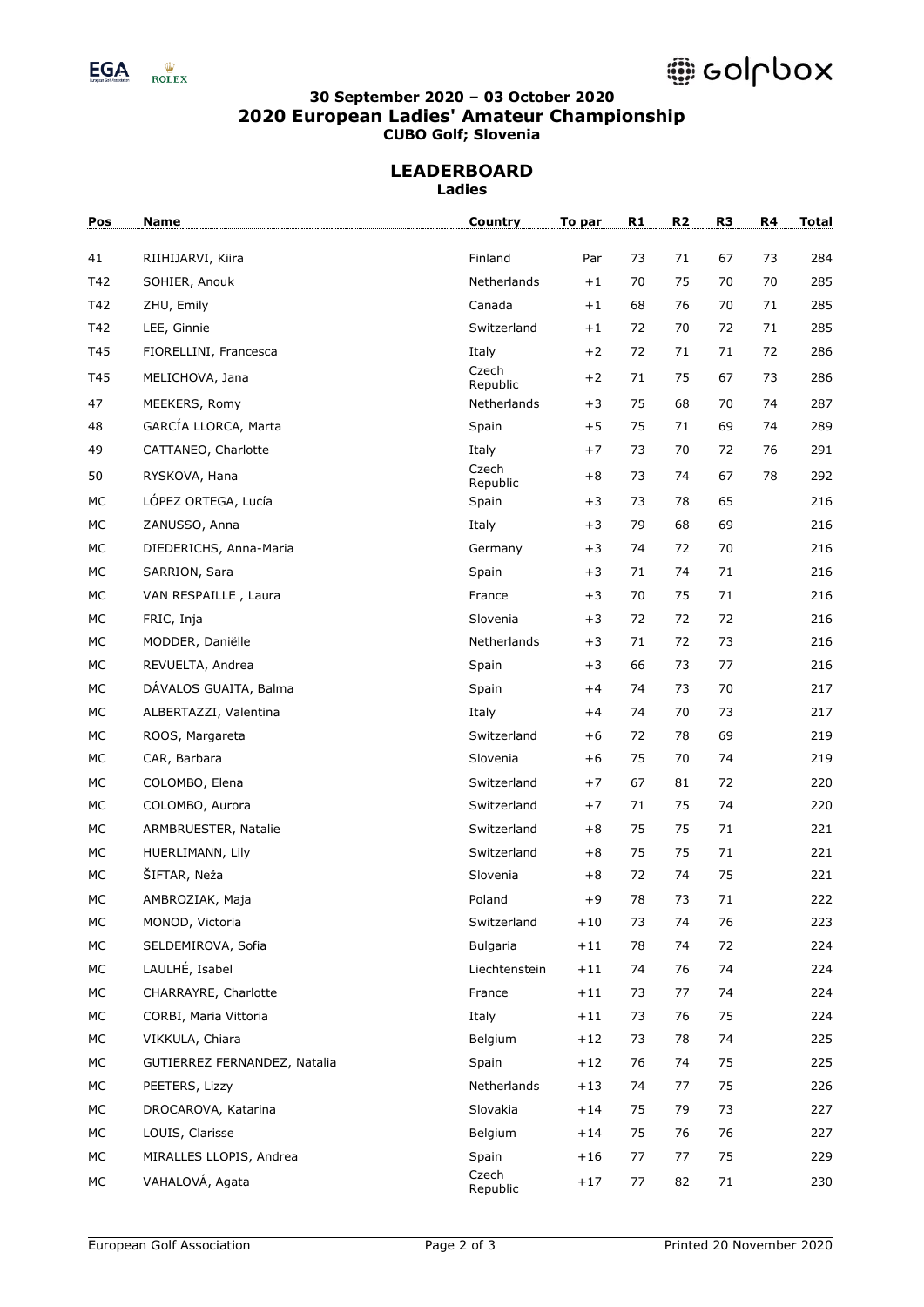### 30 September 2020 – 03 October 2020
## 2020 European Ladies' Amateur Championship
### CUBO Golf; Slovenia

## LEADERBOARD
### Ladies

| Pos | Name | Country | To par | R1 | R2 | R3 | R4 | Total |
|---|---|---|---|---|---|---|---|---|
| 41 | RIIHIJARVI, Kiira | Finland | Par | 73 | 71 | 67 | 73 | 284 |
| T42 | SOHIER, Anouk | Netherlands | +1 | 70 | 75 | 70 | 70 | 285 |
| T42 | ZHU, Emily | Canada | +1 | 68 | 76 | 70 | 71 | 285 |
| T42 | LEE, Ginnie | Switzerland | +1 | 72 | 70 | 72 | 71 | 285 |
| T45 | FIORELLINI, Francesca | Italy | +2 | 72 | 71 | 71 | 72 | 286 |
| T45 | MELICHOVA, Jana | Czech Republic | +2 | 71 | 75 | 67 | 73 | 286 |
| 47 | MEEKERS, Romy | Netherlands | +3 | 75 | 68 | 70 | 74 | 287 |
| 48 | GARCÍA LLORCA, Marta | Spain | +5 | 75 | 71 | 69 | 74 | 289 |
| 49 | CATTANEO, Charlotte | Italy | +7 | 73 | 70 | 72 | 76 | 291 |
| 50 | RYSKOVA, Hana | Czech Republic | +8 | 73 | 74 | 67 | 78 | 292 |
| MC | LÓPEZ ORTEGA, Lucía | Spain | +3 | 73 | 78 | 65 | | 216 |
| MC | ZANUSSO, Anna | Italy | +3 | 79 | 68 | 69 | | 216 |
| MC | DIEDERICHS, Anna-Maria | Germany | +3 | 74 | 72 | 70 | | 216 |
| MC | SARRION, Sara | Spain | +3 | 71 | 74 | 71 | | 216 |
| MC | VAN RESPAILLE , Laura | France | +3 | 70 | 75 | 71 | | 216 |
| MC | FRIC, Inja | Slovenia | +3 | 72 | 72 | 72 | | 216 |
| MC | MODDER, Daniëlle | Netherlands | +3 | 71 | 72 | 73 | | 216 |
| MC | REVUELTA, Andrea | Spain | +3 | 66 | 73 | 77 | | 216 |
| MC | DÁVALOS GUAITA, Balma | Spain | +4 | 74 | 73 | 70 | | 217 |
| MC | ALBERTAZZI, Valentina | Italy | +4 | 74 | 70 | 73 | | 217 |
| MC | ROOS, Margareta | Switzerland | +6 | 72 | 78 | 69 | | 219 |
| MC | CAR, Barbara | Slovenia | +6 | 75 | 70 | 74 | | 219 |
| MC | COLOMBO, Elena | Switzerland | +7 | 67 | 81 | 72 | | 220 |
| MC | COLOMBO, Aurora | Switzerland | +7 | 71 | 75 | 74 | | 220 |
| MC | ARMBRUESTER, Natalie | Switzerland | +8 | 75 | 75 | 71 | | 221 |
| MC | HUERLIMANN, Lily | Switzerland | +8 | 75 | 75 | 71 | | 221 |
| MC | ŠIFTAR, Neža | Slovenia | +8 | 72 | 74 | 75 | | 221 |
| MC | AMBROZIAK, Maja | Poland | +9 | 78 | 73 | 71 | | 222 |
| MC | MONOD, Victoria | Switzerland | +10 | 73 | 74 | 76 | | 223 |
| MC | SELDEMIROVA, Sofia | Bulgaria | +11 | 78 | 74 | 72 | | 224 |
| MC | LAULHÉ, Isabel | Liechtenstein | +11 | 74 | 76 | 74 | | 224 |
| MC | CHARRAYRE, Charlotte | France | +11 | 73 | 77 | 74 | | 224 |
| MC | CORBI, Maria Vittoria | Italy | +11 | 73 | 76 | 75 | | 224 |
| MC | VIKKULA, Chiara | Belgium | +12 | 73 | 78 | 74 | | 225 |
| MC | GUTIERREZ FERNANDEZ, Natalia | Spain | +12 | 76 | 74 | 75 | | 225 |
| MC | PEETERS, Lizzy | Netherlands | +13 | 74 | 77 | 75 | | 226 |
| MC | DROCAROVA, Katarina | Slovakia | +14 | 75 | 79 | 73 | | 227 |
| MC | LOUIS, Clarisse | Belgium | +14 | 75 | 76 | 76 | | 227 |
| MC | MIRALLES LLOPIS, Andrea | Spain | +16 | 77 | 77 | 75 | | 229 |
| MC | VAHALOVÁ, Agata | Czech Republic | +17 | 77 | 82 | 71 | | 230 |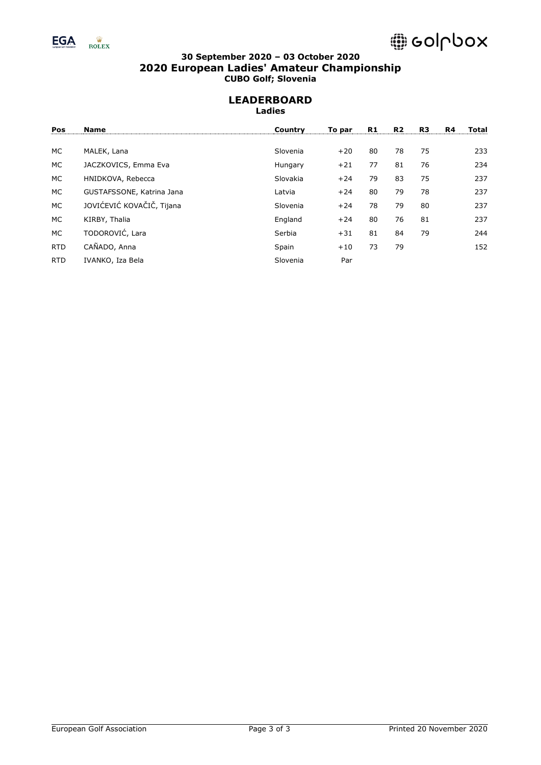**30 September 2020 – 03 October 2020**

## 2020 European Ladies' Amateur Championship

**CUBO Golf; Slovenia**

## LEADERBOARD

**Ladies**

| Pos | Name | Country | To par | R1 | R2 | R3 | R4 | Total |
|---|---|---|---|---|---|---|---|---|
| MC | MALEK, Lana | Slovenia | +20 | 80 | 78 | 75 | | 233 |
| MC | JACZKOVICS, Emma Eva | Hungary | +21 | 77 | 81 | 76 | | 234 |
| MC | HNIDKOVA, Rebecca | Slovakia | +24 | 79 | 83 | 75 | | 237 |
| MC | GUSTAFSSONE, Katrina Jana | Latvia | +24 | 80 | 79 | 78 | | 237 |
| MC | JOVIĆEVIĆ KOVAČIČ, Tijana | Slovenia | +24 | 78 | 79 | 80 | | 237 |
| MC | KIRBY, Thalia | England | +24 | 80 | 76 | 81 | | 237 |
| MC | TODOROVIĆ, Lara | Serbia | +31 | 81 | 84 | 79 | | 244 |
| RTD | CAÑADO, Anna | Spain | +10 | 73 | 79 | | | 152 |
| RTD | IVANKO, Iza Bela | Slovenia | Par | | | | | |

European Golf Association

Printed 20 November 2020